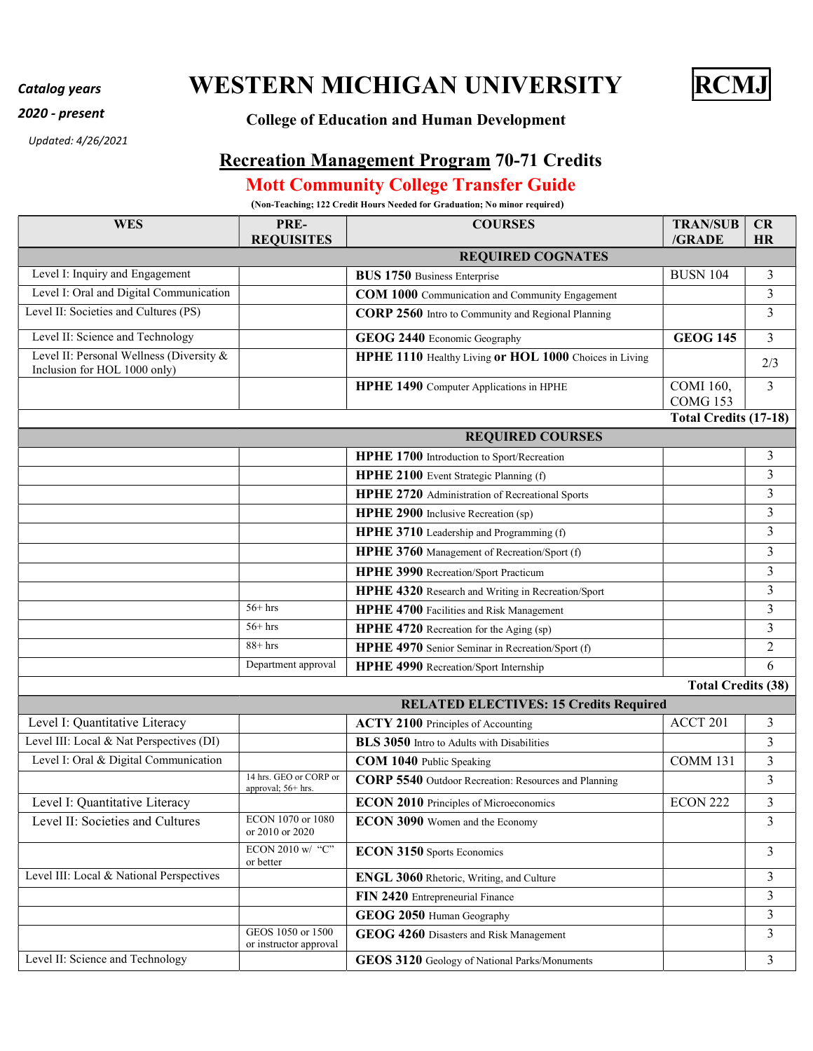*Catalog years*

*2020 - present*

*Updated: 4/26/2021*

# WESTERN MICHIGAN UNIVERSITY

**RCMJ**

### College of Education and Human Development

## Recreation Management Program 70-71 Credits

## Mott Community College Transfer Guide

**(Non-Teaching; 122 Credit Hours Needed for Graduation; No minor required)**

| WES | PRE-REQUISITES | COURSES | TRAN/SUB /GRADE | CR HR |
|---|---|---|---|---|
| | | **REQUIRED COGNATES** | | |
| Level I: Inquiry and Engagement | | **BUS 1750** Business Enterprise | BUSN 104 | 3 |
| Level I: Oral and Digital Communication | | **COM 1000** Communication and Community Engagement | | 3 |
| Level II: Societies and Cultures (PS) | | **CORP 2560** Intro to Community and Regional Planning | | 3 |
| Level II: Science and Technology | | **GEOG 2440** Economic Geography | **GEOG 145** | 3 |
| Level II: Personal Wellness (Diversity & Inclusion for HOL 1000 only) | | **HPHE 1110** Healthy Living **or HOL 1000** Choices in Living | | 2/3 |
| | | **HPHE 1490** Computer Applications in HPHE | COMI 160, COMG 153 | 3 |
| | | | **Total Credits (17-18)** | |
| | | **REQUIRED COURSES** | | |
| | | **HPHE 1700** Introduction to Sport/Recreation | | 3 |
| | | **HPHE 2100** Event Strategic Planning (f) | | 3 |
| | | **HPHE 2720** Administration of Recreational Sports | | 3 |
| | | **HPHE 2900** Inclusive Recreation (sp) | | 3 |
| | | **HPHE 3710** Leadership and Programming (f) | | 3 |
| | | **HPHE 3760** Management of Recreation/Sport (f) | | 3 |
| | | **HPHE 3990** Recreation/Sport Practicum | | 3 |
| | | **HPHE 4320** Research and Writing in Recreation/Sport | | 3 |
| | 56+ hrs | **HPHE 4700** Facilities and Risk Management | | 3 |
| | 56+ hrs | **HPHE 4720** Recreation for the Aging (sp) | | 3 |
| | 88+ hrs | **HPHE 4970** Senior Seminar in Recreation/Sport (f) | | 2 |
| | Department approval | **HPHE 4990** Recreation/Sport Internship | | 6 |
| | | | **Total Credits (38)** | |
| | | **RELATED ELECTIVES: 15 Credits Required** | | |
| Level I: Quantitative Literacy | | **ACTY 2100** Principles of Accounting | ACCT 201 | 3 |
| Level III: Local & Nat Perspectives (DI) | | **BLS 3050** Intro to Adults with Disabilities | | 3 |
| Level I: Oral & Digital Communication | | **COM 1040** Public Speaking | COMM 131 | 3 |
| | 14 hrs. GEO or CORP or approval; 56+ hrs. | **CORP 5540** Outdoor Recreation: Resources and Planning | | 3 |
| Level I: Quantitative Literacy | | **ECON 2010** Principles of Microeconomics | ECON 222 | 3 |
| Level II: Societies and Cultures | ECON 1070 or 1080 or 2010 or 2020 | **ECON 3090** Women and the Economy | | 3 |
| | ECON 2010 w/ "C" or better | **ECON 3150** Sports Economics | | 3 |
| Level III: Local & National Perspectives | | **ENGL 3060** Rhetoric, Writing, and Culture | | 3 |
| | | **FIN 2420** Entrepreneurial Finance | | 3 |
| | | **GEOG 2050** Human Geography | | 3 |
| | GEOS 1050 or 1500 or instructor approval | **GEOG 4260** Disasters and Risk Management | | 3 |
| Level II: Science and Technology | | **GEOS 3120** Geology of National Parks/Monuments | | 3 |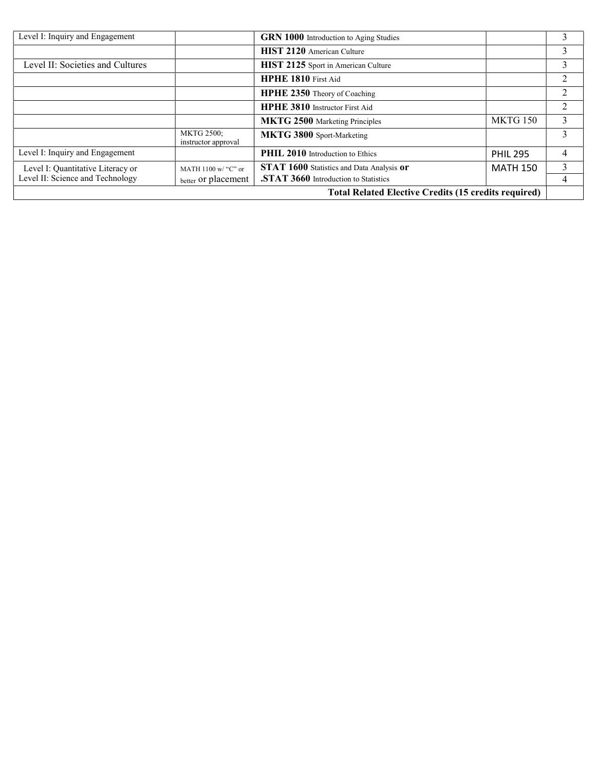| | | | | |
|---|---|---|---|---|
| Level I: Inquiry and Engagement | | **GRN 1000** Introduction to Aging Studies | | 3 |
| | | **HIST 2120** American Culture | | 3 |
| Level II: Societies and Cultures | | **HIST 2125** Sport in American Culture | | 3 |
| | | **HPHE 1810** First Aid | | 2 |
| | | **HPHE 2350** Theory of Coaching | | 2 |
| | | **HPHE 3810** Instructor First Aid | | 2 |
| | | **MKTG 2500** Marketing Principles | MKTG 150 | 3 |
| | MKTG 2500; instructor approval | **MKTG 3800** Sport-Marketing | | 3 |
| Level I: Inquiry and Engagement | | **PHIL 2010** Introduction to Ethics | PHIL 295 | 4 |
| Level I: Quantitative Literacy or Level II: Science and Technology | MATH 1100 w/ "C" or better or placement | **STAT 1600** Statistics and Data Analysis **or** | MATH 150 | 3 |
| | | **.STAT 3660** Introduction to Statistics | | 4 |
| | | | **Total Related Elective Credits (15 credits required)** | |